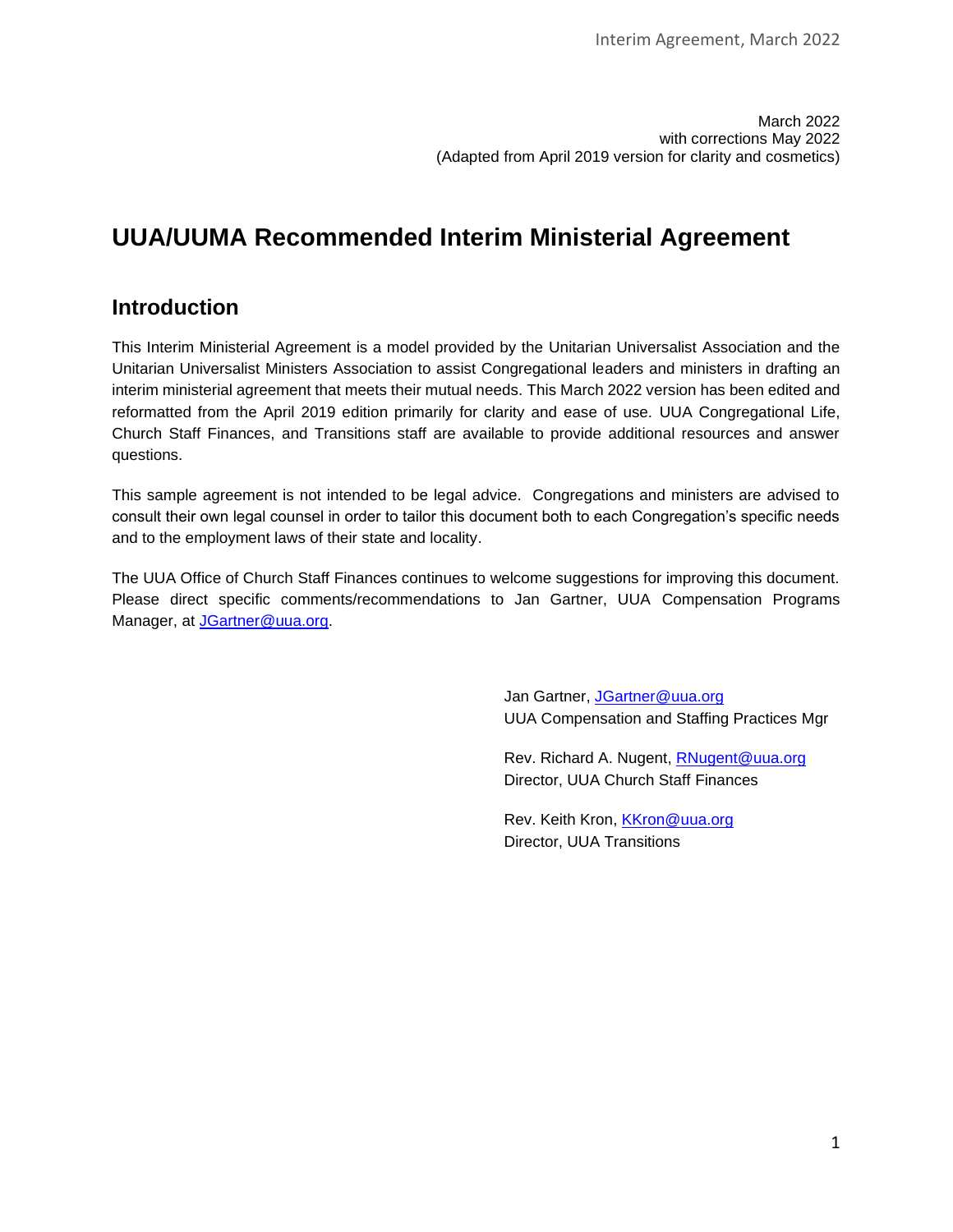March 2022
with corrections May 2022
(Adapted from April 2019 version for clarity and cosmetics)

# UUA/UUMA Recommended Interim Ministerial Agreement

## Introduction

This Interim Ministerial Agreement is a model provided by the Unitarian Universalist Association and the Unitarian Universalist Ministers Association to assist Congregational leaders and ministers in drafting an interim ministerial agreement that meets their mutual needs. This March 2022 version has been edited and reformatted from the April 2019 edition primarily for clarity and ease of use. UUA Congregational Life, Church Staff Finances, and Transitions staff are available to provide additional resources and answer questions.

This sample agreement is not intended to be legal advice. Congregations and ministers are advised to consult their own legal counsel in order to tailor this document both to each Congregation's specific needs and to the employment laws of their state and locality.

The UUA Office of Church Staff Finances continues to welcome suggestions for improving this document. Please direct specific comments/recommendations to Jan Gartner, UUA Compensation Programs Manager, at JGartner@uua.org.

Jan Gartner, JGartner@uua.org
UUA Compensation and Staffing Practices Mgr

Rev. Richard A. Nugent, RNugent@uua.org
Director, UUA Church Staff Finances

Rev. Keith Kron, KKron@uua.org
Director, UUA Transitions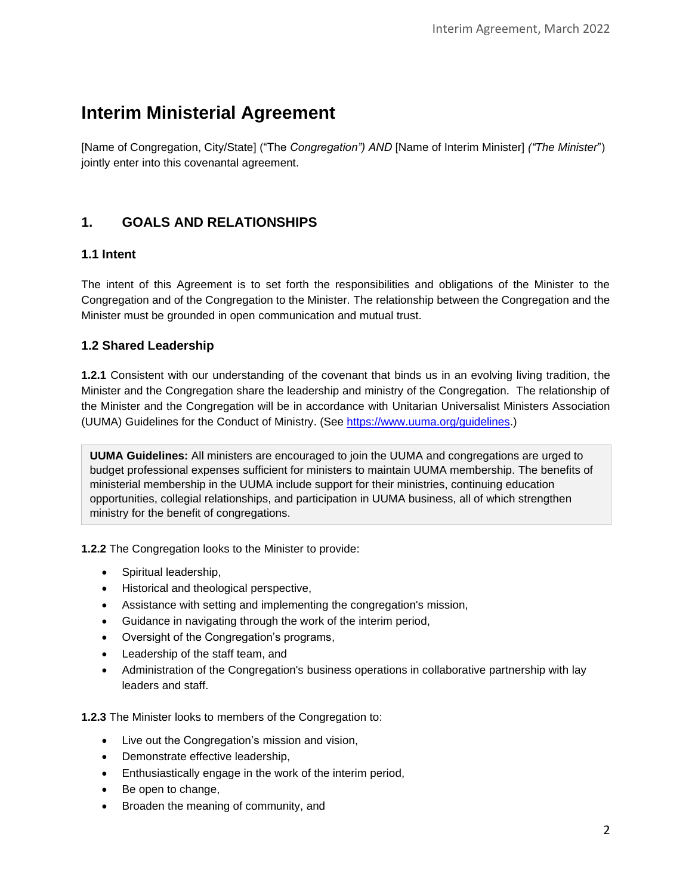# Interim Ministerial Agreement

[Name of Congregation, City/State] ("The *Congregation") AND* [Name of Interim Minister] *("The Minister*") jointly enter into this covenantal agreement.

## 1. GOALS AND RELATIONSHIPS

### 1.1 Intent

The intent of this Agreement is to set forth the responsibilities and obligations of the Minister to the Congregation and of the Congregation to the Minister. The relationship between the Congregation and the Minister must be grounded in open communication and mutual trust.

### 1.2 Shared Leadership

**1.2.1** Consistent with our understanding of the covenant that binds us in an evolving living tradition, the Minister and the Congregation share the leadership and ministry of the Congregation. The relationship of the Minister and the Congregation will be in accordance with Unitarian Universalist Ministers Association (UUMA) Guidelines for the Conduct of Ministry. (See https://www.uuma.org/guidelines.)

> **UUMA Guidelines:** All ministers are encouraged to join the UUMA and congregations are urged to budget professional expenses sufficient for ministers to maintain UUMA membership. The benefits of ministerial membership in the UUMA include support for their ministries, continuing education opportunities, collegial relationships, and participation in UUMA business, all of which strengthen ministry for the benefit of congregations.

**1.2.2** The Congregation looks to the Minister to provide:

- Spiritual leadership,
- Historical and theological perspective,
- Assistance with setting and implementing the congregation's mission,
- Guidance in navigating through the work of the interim period,
- Oversight of the Congregation's programs,
- Leadership of the staff team, and
- Administration of the Congregation's business operations in collaborative partnership with lay leaders and staff.

**1.2.3** The Minister looks to members of the Congregation to:

- Live out the Congregation's mission and vision,
- Demonstrate effective leadership,
- Enthusiastically engage in the work of the interim period,
- Be open to change,
- Broaden the meaning of community, and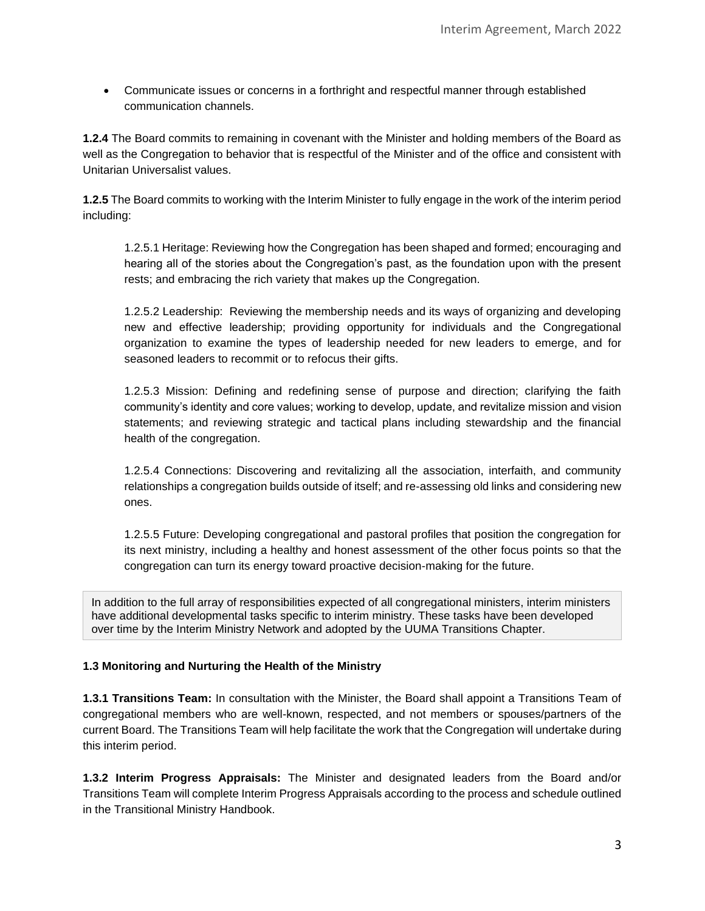- Communicate issues or concerns in a forthright and respectful manner through established communication channels.

**1.2.4** The Board commits to remaining in covenant with the Minister and holding members of the Board as well as the Congregation to behavior that is respectful of the Minister and of the office and consistent with Unitarian Universalist values.

**1.2.5** The Board commits to working with the Interim Minister to fully engage in the work of the interim period including:

> 1.2.5.1 Heritage: Reviewing how the Congregation has been shaped and formed; encouraging and hearing all of the stories about the Congregation's past, as the foundation upon with the present rests; and embracing the rich variety that makes up the Congregation.
>
> 1.2.5.2 Leadership: Reviewing the membership needs and its ways of organizing and developing new and effective leadership; providing opportunity for individuals and the Congregational organization to examine the types of leadership needed for new leaders to emerge, and for seasoned leaders to recommit or to refocus their gifts.
>
> 1.2.5.3 Mission: Defining and redefining sense of purpose and direction; clarifying the faith community's identity and core values; working to develop, update, and revitalize mission and vision statements; and reviewing strategic and tactical plans including stewardship and the financial health of the congregation.
>
> 1.2.5.4 Connections: Discovering and revitalizing all the association, interfaith, and community relationships a congregation builds outside of itself; and re-assessing old links and considering new ones.
>
> 1.2.5.5 Future: Developing congregational and pastoral profiles that position the congregation for its next ministry, including a healthy and honest assessment of the other focus points so that the congregation can turn its energy toward proactive decision-making for the future.

In addition to the full array of responsibilities expected of all congregational ministers, interim ministers have additional developmental tasks specific to interim ministry. These tasks have been developed over time by the Interim Ministry Network and adopted by the UUMA Transitions Chapter.

**1.3 Monitoring and Nurturing the Health of the Ministry**

**1.3.1 Transitions Team:** In consultation with the Minister, the Board shall appoint a Transitions Team of congregational members who are well-known, respected, and not members or spouses/partners of the current Board. The Transitions Team will help facilitate the work that the Congregation will undertake during this interim period.

**1.3.2 Interim Progress Appraisals:** The Minister and designated leaders from the Board and/or Transitions Team will complete Interim Progress Appraisals according to the process and schedule outlined in the Transitional Ministry Handbook.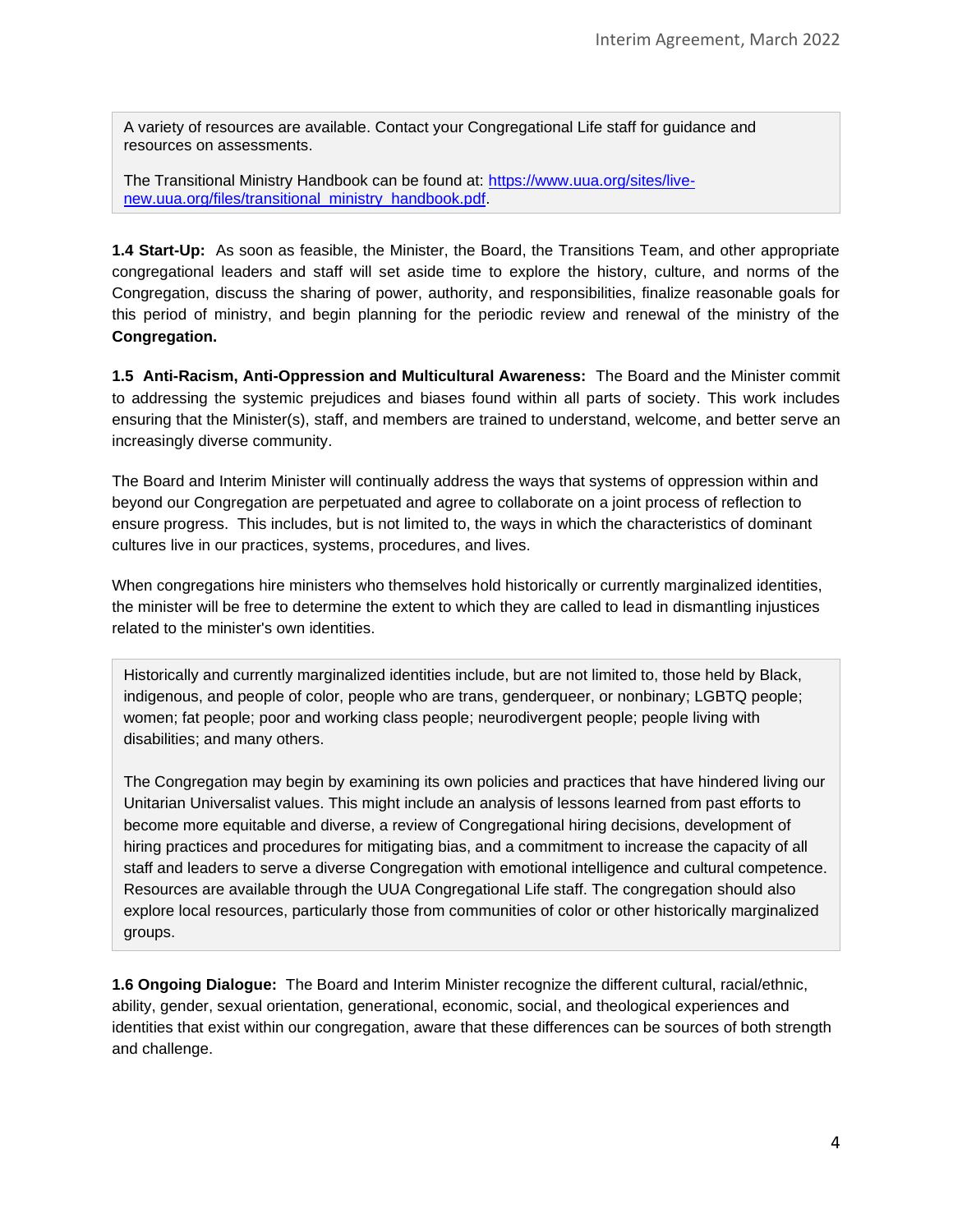A variety of resources are available. Contact your Congregational Life staff for guidance and resources on assessments.

The Transitional Ministry Handbook can be found at: [https://www.uua.org/sites/live-new.uua.org/files/transitional_ministry_handbook.pdf](https://www.uua.org/sites/live-new.uua.org/files/transitional_ministry_handbook.pdf).

**1.4 Start-Up:** As soon as feasible, the Minister, the Board, the Transitions Team, and other appropriate congregational leaders and staff will set aside time to explore the history, culture, and norms of the Congregation, discuss the sharing of power, authority, and responsibilities, finalize reasonable goals for this period of ministry, and begin planning for the periodic review and renewal of the ministry of the **Congregation.**

**1.5 Anti-Racism, Anti-Oppression and Multicultural Awareness:** The Board and the Minister commit to addressing the systemic prejudices and biases found within all parts of society. This work includes ensuring that the Minister(s), staff, and members are trained to understand, welcome, and better serve an increasingly diverse community.

The Board and Interim Minister will continually address the ways that systems of oppression within and beyond our Congregation are perpetuated and agree to collaborate on a joint process of reflection to ensure progress. This includes, but is not limited to, the ways in which the characteristics of dominant cultures live in our practices, systems, procedures, and lives.

When congregations hire ministers who themselves hold historically or currently marginalized identities, the minister will be free to determine the extent to which they are called to lead in dismantling injustices related to the minister's own identities.

Historically and currently marginalized identities include, but are not limited to, those held by Black, indigenous, and people of color, people who are trans, genderqueer, or nonbinary; LGBTQ people; women; fat people; poor and working class people; neurodivergent people; people living with disabilities; and many others.

The Congregation may begin by examining its own policies and practices that have hindered living our Unitarian Universalist values. This might include an analysis of lessons learned from past efforts to become more equitable and diverse, a review of Congregational hiring decisions, development of hiring practices and procedures for mitigating bias, and a commitment to increase the capacity of all staff and leaders to serve a diverse Congregation with emotional intelligence and cultural competence. Resources are available through the UUA Congregational Life staff. The congregation should also explore local resources, particularly those from communities of color or other historically marginalized groups.

**1.6 Ongoing Dialogue:** The Board and Interim Minister recognize the different cultural, racial/ethnic, ability, gender, sexual orientation, generational, economic, social, and theological experiences and identities that exist within our congregation, aware that these differences can be sources of both strength and challenge.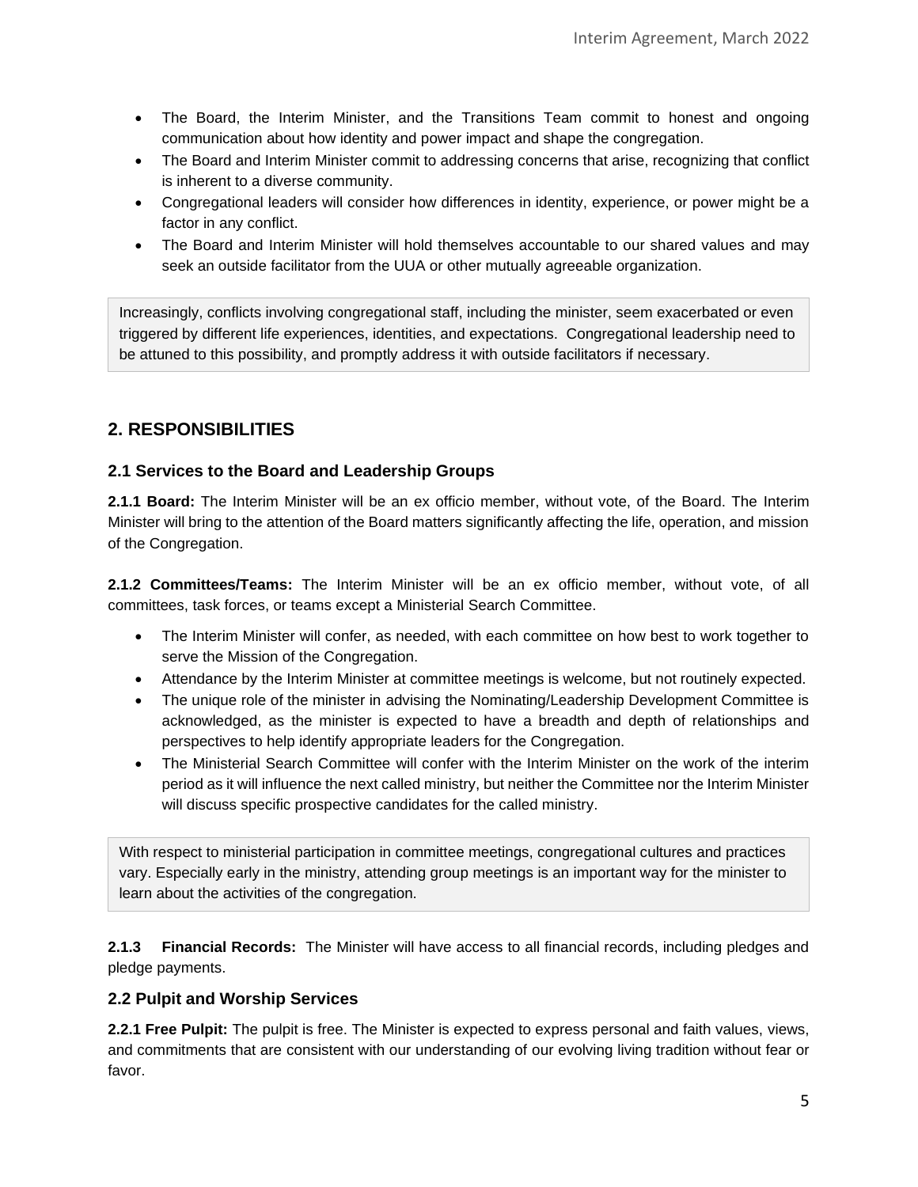- The Board, the Interim Minister, and the Transitions Team commit to honest and ongoing communication about how identity and power impact and shape the congregation.
- The Board and Interim Minister commit to addressing concerns that arise, recognizing that conflict is inherent to a diverse community.
- Congregational leaders will consider how differences in identity, experience, or power might be a factor in any conflict.
- The Board and Interim Minister will hold themselves accountable to our shared values and may seek an outside facilitator from the UUA or other mutually agreeable organization.

> Increasingly, conflicts involving congregational staff, including the minister, seem exacerbated or even triggered by different life experiences, identities, and expectations. Congregational leadership need to be attuned to this possibility, and promptly address it with outside facilitators if necessary.

## 2. RESPONSIBILITIES

### 2.1 Services to the Board and Leadership Groups

**2.1.1 Board:** The Interim Minister will be an ex officio member, without vote, of the Board. The Interim Minister will bring to the attention of the Board matters significantly affecting the life, operation, and mission of the Congregation.

**2.1.2 Committees/Teams:** The Interim Minister will be an ex officio member, without vote, of all committees, task forces, or teams except a Ministerial Search Committee.

- The Interim Minister will confer, as needed, with each committee on how best to work together to serve the Mission of the Congregation.
- Attendance by the Interim Minister at committee meetings is welcome, but not routinely expected.
- The unique role of the minister in advising the Nominating/Leadership Development Committee is acknowledged, as the minister is expected to have a breadth and depth of relationships and perspectives to help identify appropriate leaders for the Congregation.
- The Ministerial Search Committee will confer with the Interim Minister on the work of the interim period as it will influence the next called ministry, but neither the Committee nor the Interim Minister will discuss specific prospective candidates for the called ministry.

> With respect to ministerial participation in committee meetings, congregational cultures and practices vary. Especially early in the ministry, attending group meetings is an important way for the minister to learn about the activities of the congregation.

**2.1.3 Financial Records:** The Minister will have access to all financial records, including pledges and pledge payments.

### 2.2 Pulpit and Worship Services

**2.2.1 Free Pulpit:** The pulpit is free. The Minister is expected to express personal and faith values, views, and commitments that are consistent with our understanding of our evolving living tradition without fear or favor.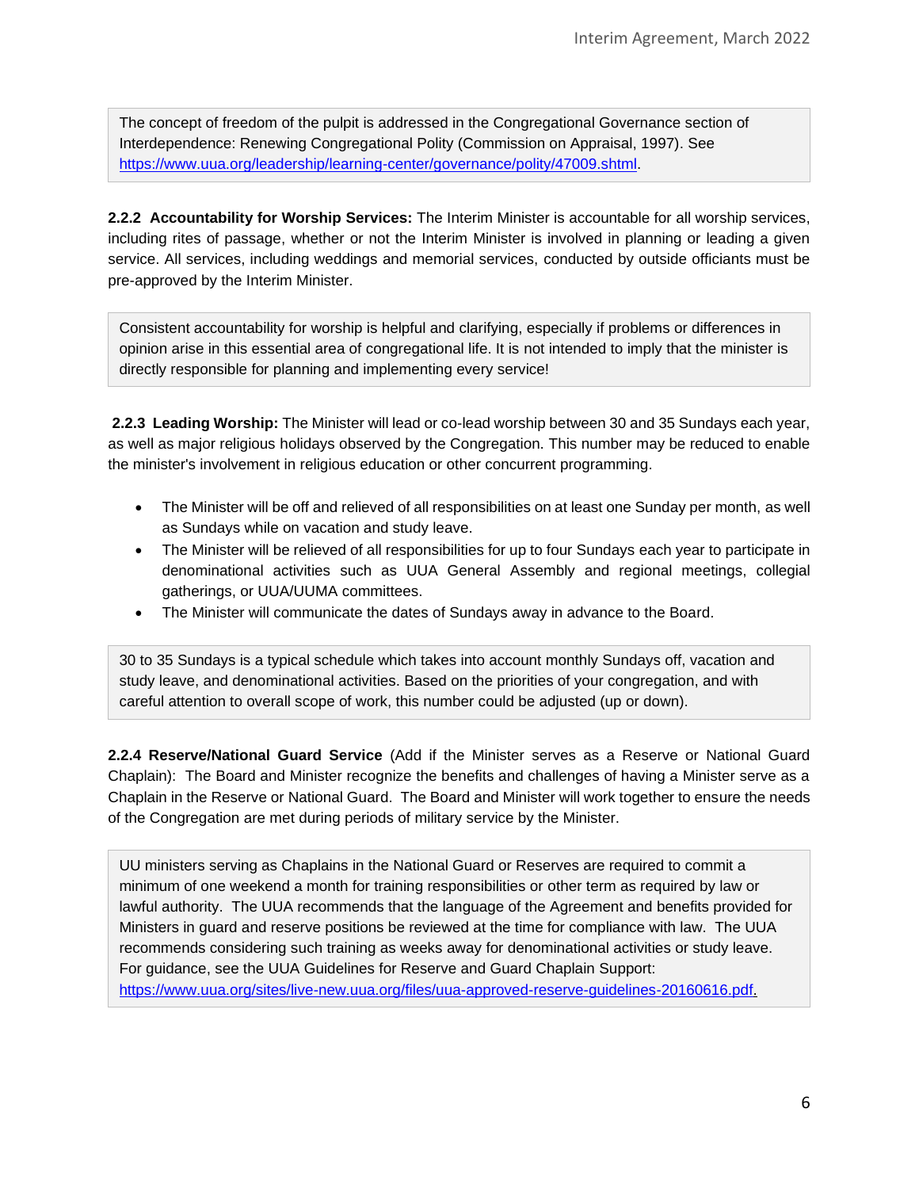The concept of freedom of the pulpit is addressed in the Congregational Governance section of Interdependence: Renewing Congregational Polity (Commission on Appraisal, 1997). See https://www.uua.org/leadership/learning-center/governance/polity/47009.shtml.

**2.2.2 Accountability for Worship Services:** The Interim Minister is accountable for all worship services, including rites of passage, whether or not the Interim Minister is involved in planning or leading a given service. All services, including weddings and memorial services, conducted by outside officiants must be pre-approved by the Interim Minister.

Consistent accountability for worship is helpful and clarifying, especially if problems or differences in opinion arise in this essential area of congregational life. It is not intended to imply that the minister is directly responsible for planning and implementing every service!

**2.2.3 Leading Worship:** The Minister will lead or co-lead worship between 30 and 35 Sundays each year, as well as major religious holidays observed by the Congregation. This number may be reduced to enable the minister's involvement in religious education or other concurrent programming.

- The Minister will be off and relieved of all responsibilities on at least one Sunday per month, as well as Sundays while on vacation and study leave.
- The Minister will be relieved of all responsibilities for up to four Sundays each year to participate in denominational activities such as UUA General Assembly and regional meetings, collegial gatherings, or UUA/UUMA committees.
- The Minister will communicate the dates of Sundays away in advance to the Board.

30 to 35 Sundays is a typical schedule which takes into account monthly Sundays off, vacation and study leave, and denominational activities. Based on the priorities of your congregation, and with careful attention to overall scope of work, this number could be adjusted (up or down).

**2.2.4 Reserve/National Guard Service** (Add if the Minister serves as a Reserve or National Guard Chaplain): The Board and Minister recognize the benefits and challenges of having a Minister serve as a Chaplain in the Reserve or National Guard. The Board and Minister will work together to ensure the needs of the Congregation are met during periods of military service by the Minister.

UU ministers serving as Chaplains in the National Guard or Reserves are required to commit a minimum of one weekend a month for training responsibilities or other term as required by law or lawful authority. The UUA recommends that the language of the Agreement and benefits provided for Ministers in guard and reserve positions be reviewed at the time for compliance with law. The UUA recommends considering such training as weeks away for denominational activities or study leave. For guidance, see the UUA Guidelines for Reserve and Guard Chaplain Support: https://www.uua.org/sites/live-new.uua.org/files/uua-approved-reserve-guidelines-20160616.pdf.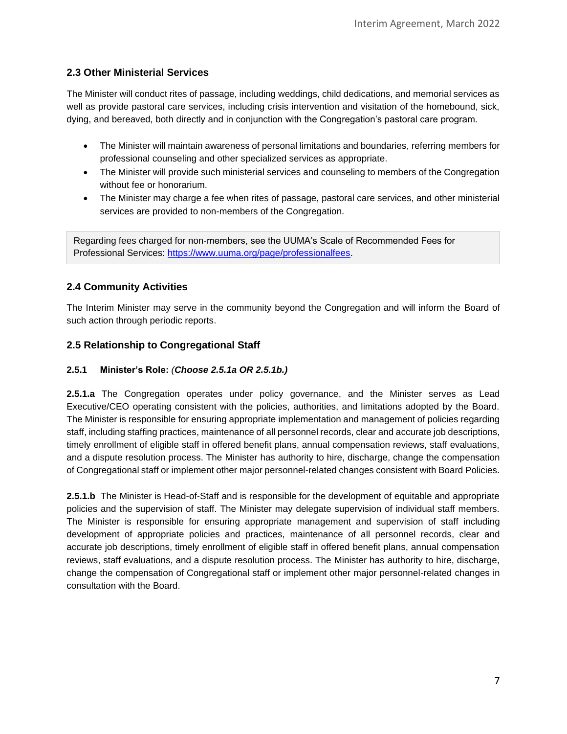## 2.3 Other Ministerial Services

The Minister will conduct rites of passage, including weddings, child dedications, and memorial services as well as provide pastoral care services, including crisis intervention and visitation of the homebound, sick, dying, and bereaved, both directly and in conjunction with the Congregation's pastoral care program.

- The Minister will maintain awareness of personal limitations and boundaries, referring members for professional counseling and other specialized services as appropriate.
- The Minister will provide such ministerial services and counseling to members of the Congregation without fee or honorarium.
- The Minister may charge a fee when rites of passage, pastoral care services, and other ministerial services are provided to non-members of the Congregation.

> Regarding fees charged for non-members, see the UUMA's Scale of Recommended Fees for Professional Services: [https://www.uuma.org/page/professionalfees](https://www.uuma.org/page/professionalfees).

## 2.4 Community Activities

The Interim Minister may serve in the community beyond the Congregation and will inform the Board of such action through periodic reports.

## 2.5 Relationship to Congregational Staff

### 2.5.1 Minister's Role: *(Choose 2.5.1a OR 2.5.1b.)*

**2.5.1.a** The Congregation operates under policy governance, and the Minister serves as Lead Executive/CEO operating consistent with the policies, authorities, and limitations adopted by the Board. The Minister is responsible for ensuring appropriate implementation and management of policies regarding staff, including staffing practices, maintenance of all personnel records, clear and accurate job descriptions, timely enrollment of eligible staff in offered benefit plans, annual compensation reviews, staff evaluations, and a dispute resolution process. The Minister has authority to hire, discharge, change the compensation of Congregational staff or implement other major personnel-related changes consistent with Board Policies.

**2.5.1.b** The Minister is Head-of-Staff and is responsible for the development of equitable and appropriate policies and the supervision of staff. The Minister may delegate supervision of individual staff members. The Minister is responsible for ensuring appropriate management and supervision of staff including development of appropriate policies and practices, maintenance of all personnel records, clear and accurate job descriptions, timely enrollment of eligible staff in offered benefit plans, annual compensation reviews, staff evaluations, and a dispute resolution process. The Minister has authority to hire, discharge, change the compensation of Congregational staff or implement other major personnel-related changes in consultation with the Board.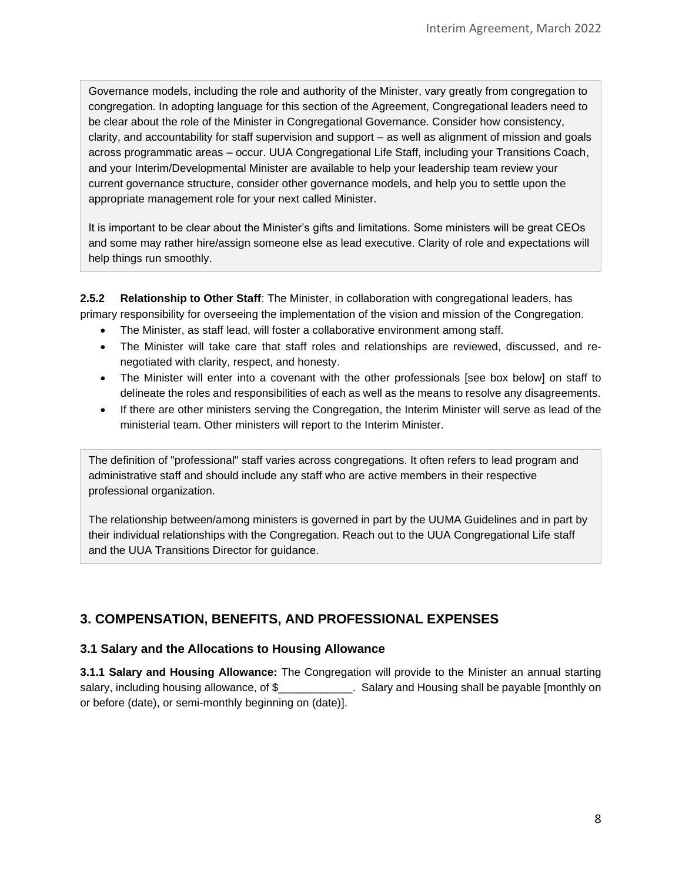Governance models, including the role and authority of the Minister, vary greatly from congregation to congregation. In adopting language for this section of the Agreement, Congregational leaders need to be clear about the role of the Minister in Congregational Governance. Consider how consistency, clarity, and accountability for staff supervision and support – as well as alignment of mission and goals across programmatic areas – occur. UUA Congregational Life Staff, including your Transitions Coach, and your Interim/Developmental Minister are available to help your leadership team review your current governance structure, consider other governance models, and help you to settle upon the appropriate management role for your next called Minister.

It is important to be clear about the Minister's gifts and limitations. Some ministers will be great CEOs and some may rather hire/assign someone else as lead executive. Clarity of role and expectations will help things run smoothly.

**2.5.2 Relationship to Other Staff**: The Minister, in collaboration with congregational leaders, has primary responsibility for overseeing the implementation of the vision and mission of the Congregation.

- The Minister, as staff lead, will foster a collaborative environment among staff.
- The Minister will take care that staff roles and relationships are reviewed, discussed, and re-negotiated with clarity, respect, and honesty.
- The Minister will enter into a covenant with the other professionals [see box below] on staff to delineate the roles and responsibilities of each as well as the means to resolve any disagreements.
- If there are other ministers serving the Congregation, the Interim Minister will serve as lead of the ministerial team. Other ministers will report to the Interim Minister.

The definition of "professional" staff varies across congregations. It often refers to lead program and administrative staff and should include any staff who are active members in their respective professional organization.

The relationship between/among ministers is governed in part by the UUMA Guidelines and in part by their individual relationships with the Congregation. Reach out to the UUA Congregational Life staff and the UUA Transitions Director for guidance.

## 3. COMPENSATION, BENEFITS, AND PROFESSIONAL EXPENSES

### 3.1 Salary and the Allocations to Housing Allowance

**3.1.1 Salary and Housing Allowance:** The Congregation will provide to the Minister an annual starting salary, including housing allowance, of $____________. Salary and Housing shall be payable [monthly on or before (date), or semi-monthly beginning on (date)].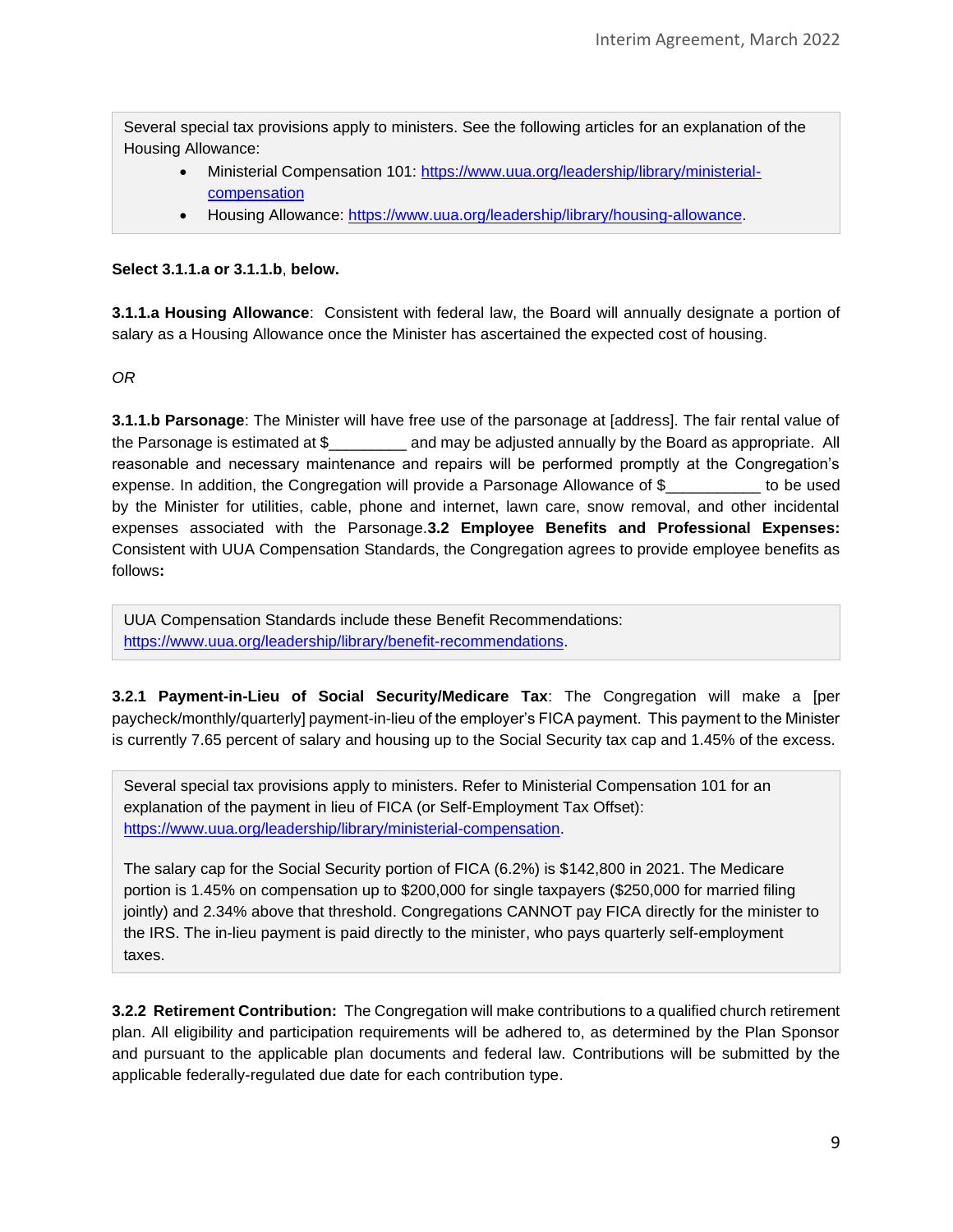> Several special tax provisions apply to ministers. See the following articles for an explanation of the Housing Allowance:
>
> - Ministerial Compensation 101: https://www.uua.org/leadership/library/ministerial-compensation
> - Housing Allowance: https://www.uua.org/leadership/library/housing-allowance.

**Select 3.1.1.a or 3.1.1.b, below.**

**3.1.1.a Housing Allowance**: Consistent with federal law, the Board will annually designate a portion of salary as a Housing Allowance once the Minister has ascertained the expected cost of housing.

*OR*

**3.1.1.b Parsonage**: The Minister will have free use of the parsonage at [address]. The fair rental value of the Parsonage is estimated at $_________ and may be adjusted annually by the Board as appropriate. All reasonable and necessary maintenance and repairs will be performed promptly at the Congregation's expense. In addition, the Congregation will provide a Parsonage Allowance of $___________ to be used by the Minister for utilities, cable, phone and internet, lawn care, snow removal, and other incidental expenses associated with the Parsonage.

**3.2 Employee Benefits and Professional Expenses:** Consistent with UUA Compensation Standards, the Congregation agrees to provide employee benefits as follows**:**

> UUA Compensation Standards include these Benefit Recommendations: https://www.uua.org/leadership/library/benefit-recommendations.

**3.2.1 Payment-in-Lieu of Social Security/Medicare Tax**: The Congregation will make a [per paycheck/monthly/quarterly] payment-in-lieu of the employer's FICA payment. This payment to the Minister is currently 7.65 percent of salary and housing up to the Social Security tax cap and 1.45% of the excess.

> Several special tax provisions apply to ministers. Refer to Ministerial Compensation 101 for an explanation of the payment in lieu of FICA (or Self-Employment Tax Offset): https://www.uua.org/leadership/library/ministerial-compensation.
>
> The salary cap for the Social Security portion of FICA (6.2%) is $142,800 in 2021. The Medicare portion is 1.45% on compensation up to $200,000 for single taxpayers ($250,000 for married filing jointly) and 2.34% above that threshold. Congregations CANNOT pay FICA directly for the minister to the IRS. The in-lieu payment is paid directly to the minister, who pays quarterly self-employment taxes.

**3.2.2 Retirement Contribution:** The Congregation will make contributions to a qualified church retirement plan. All eligibility and participation requirements will be adhered to, as determined by the Plan Sponsor and pursuant to the applicable plan documents and federal law. Contributions will be submitted by the applicable federally-regulated due date for each contribution type.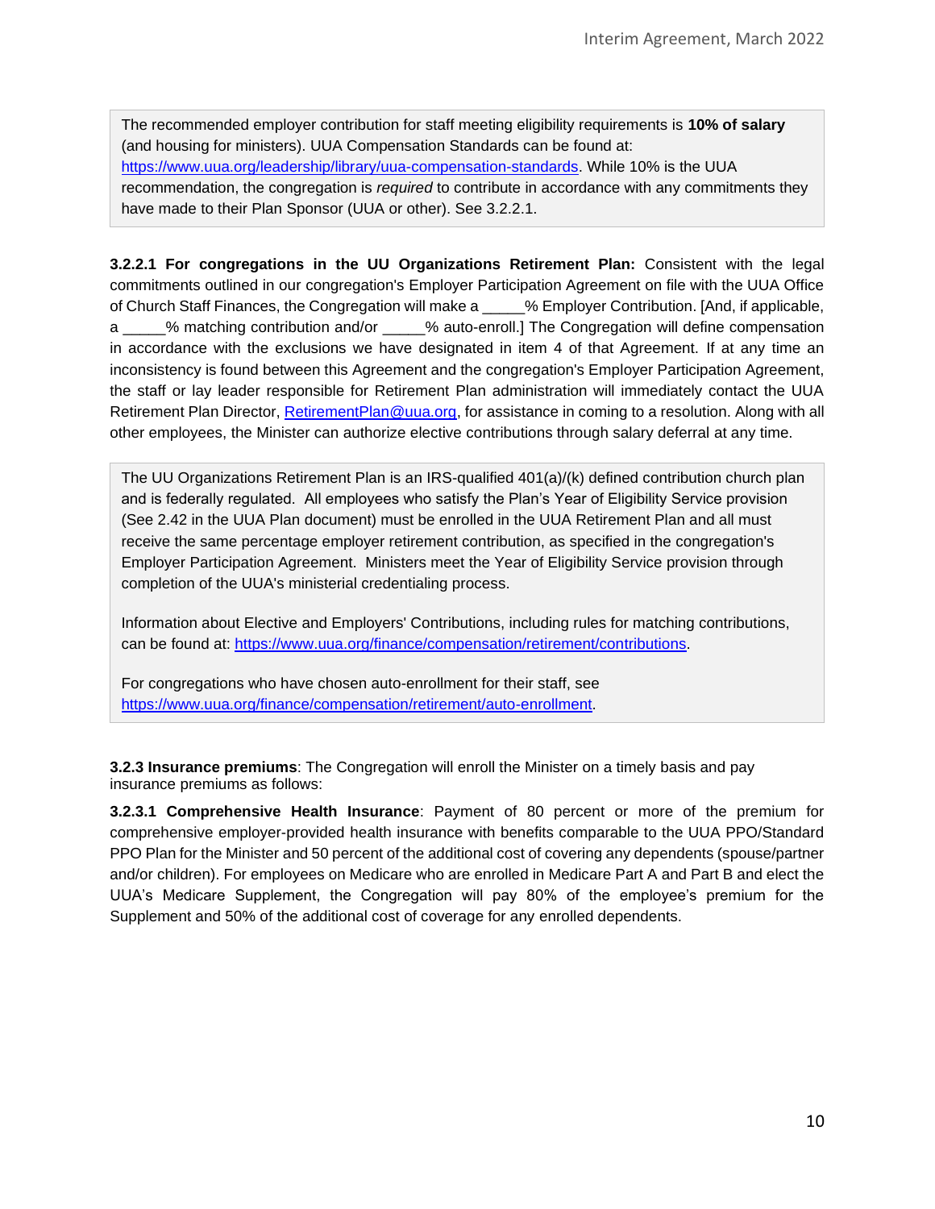> The recommended employer contribution for staff meeting eligibility requirements is **10% of salary** (and housing for ministers). UUA Compensation Standards can be found at: [https://www.uua.org/leadership/library/uua-compensation-standards](https://www.uua.org/leadership/library/uua-compensation-standards). While 10% is the UUA recommendation, the congregation is *required* to contribute in accordance with any commitments they have made to their Plan Sponsor (UUA or other). See 3.2.2.1.

**3.2.2.1 For congregations in the UU Organizations Retirement Plan:** Consistent with the legal commitments outlined in our congregation's Employer Participation Agreement on file with the UUA Office of Church Staff Finances, the Congregation will make a _____% Employer Contribution. [And, if applicable, a _____% matching contribution and/or _____% auto-enroll.] The Congregation will define compensation in accordance with the exclusions we have designated in item 4 of that Agreement. If at any time an inconsistency is found between this Agreement and the congregation's Employer Participation Agreement, the staff or lay leader responsible for Retirement Plan administration will immediately contact the UUA Retirement Plan Director, [RetirementPlan@uua.org](mailto:RetirementPlan@uua.org), for assistance in coming to a resolution. Along with all other employees, the Minister can authorize elective contributions through salary deferral at any time.

> The UU Organizations Retirement Plan is an IRS-qualified 401(a)/(k) defined contribution church plan and is federally regulated. All employees who satisfy the Plan's Year of Eligibility Service provision (See 2.42 in the UUA Plan document) must be enrolled in the UUA Retirement Plan and all must receive the same percentage employer retirement contribution, as specified in the congregation's Employer Participation Agreement. Ministers meet the Year of Eligibility Service provision through completion of the UUA's ministerial credentialing process.
>
> Information about Elective and Employers' Contributions, including rules for matching contributions, can be found at: [https://www.uua.org/finance/compensation/retirement/contributions](https://www.uua.org/finance/compensation/retirement/contributions).
>
> For congregations who have chosen auto-enrollment for their staff, see [https://www.uua.org/finance/compensation/retirement/auto-enrollment](https://www.uua.org/finance/compensation/retirement/auto-enrollment).

**3.2.3 Insurance premiums**: The Congregation will enroll the Minister on a timely basis and pay insurance premiums as follows:

**3.2.3.1 Comprehensive Health Insurance**: Payment of 80 percent or more of the premium for comprehensive employer-provided health insurance with benefits comparable to the UUA PPO/Standard PPO Plan for the Minister and 50 percent of the additional cost of covering any dependents (spouse/partner and/or children). For employees on Medicare who are enrolled in Medicare Part A and Part B and elect the UUA's Medicare Supplement, the Congregation will pay 80% of the employee's premium for the Supplement and 50% of the additional cost of coverage for any enrolled dependents.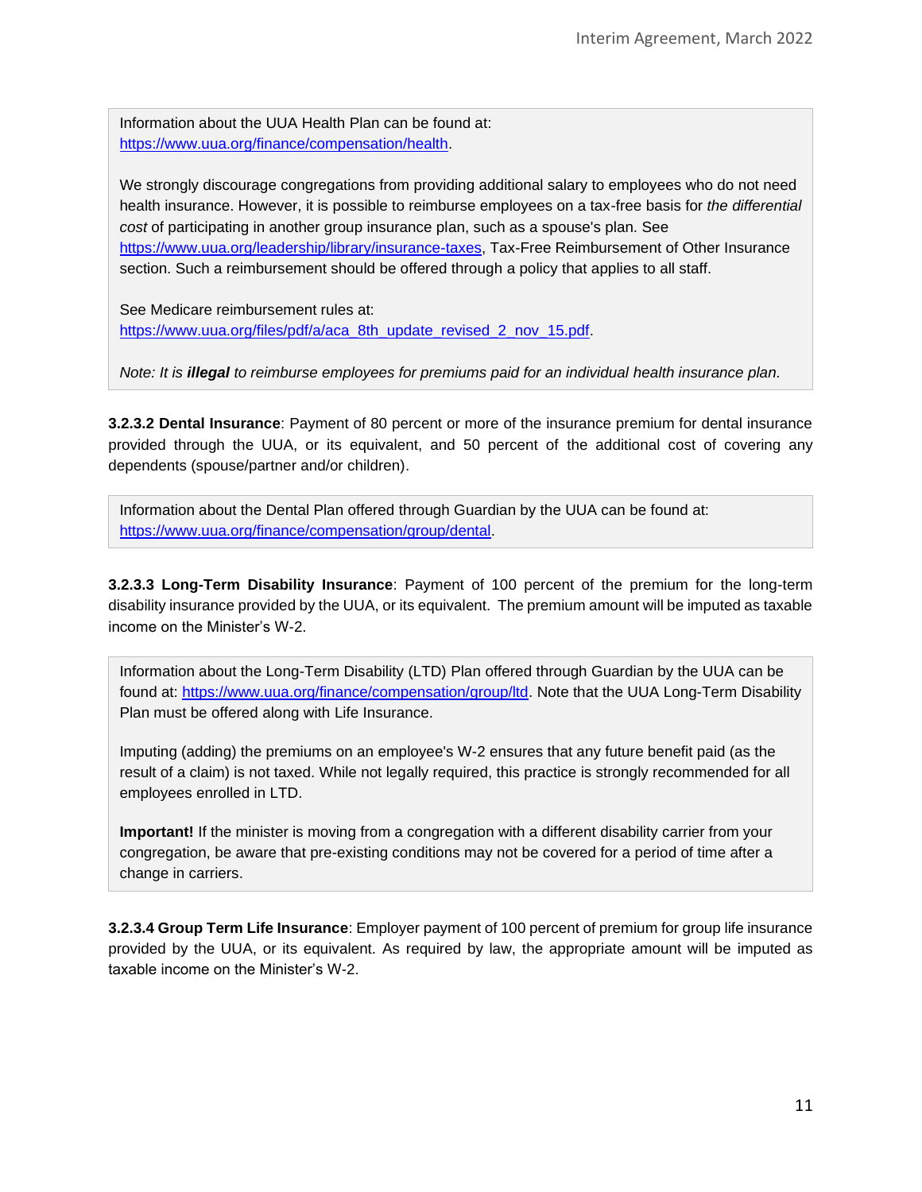Information about the UUA Health Plan can be found at: https://www.uua.org/finance/compensation/health.

We strongly discourage congregations from providing additional salary to employees who do not need health insurance. However, it is possible to reimburse employees on a tax-free basis for *the differential cost* of participating in another group insurance plan, such as a spouse's plan. See https://www.uua.org/leadership/library/insurance-taxes, Tax-Free Reimbursement of Other Insurance section. Such a reimbursement should be offered through a policy that applies to all staff.

See Medicare reimbursement rules at: https://www.uua.org/files/pdf/a/aca_8th_update_revised_2_nov_15.pdf.

*Note: It is **illegal** to reimburse employees for premiums paid for an individual health insurance plan.*

**3.2.3.2 Dental Insurance**: Payment of 80 percent or more of the insurance premium for dental insurance provided through the UUA, or its equivalent, and 50 percent of the additional cost of covering any dependents (spouse/partner and/or children).

Information about the Dental Plan offered through Guardian by the UUA can be found at: https://www.uua.org/finance/compensation/group/dental.

**3.2.3.3 Long-Term Disability Insurance**: Payment of 100 percent of the premium for the long-term disability insurance provided by the UUA, or its equivalent. The premium amount will be imputed as taxable income on the Minister's W-2.

Information about the Long-Term Disability (LTD) Plan offered through Guardian by the UUA can be found at: https://www.uua.org/finance/compensation/group/ltd. Note that the UUA Long-Term Disability Plan must be offered along with Life Insurance.

Imputing (adding) the premiums on an employee's W-2 ensures that any future benefit paid (as the result of a claim) is not taxed. While not legally required, this practice is strongly recommended for all employees enrolled in LTD.

**Important!** If the minister is moving from a congregation with a different disability carrier from your congregation, be aware that pre-existing conditions may not be covered for a period of time after a change in carriers.

**3.2.3.4 Group Term Life Insurance**: Employer payment of 100 percent of premium for group life insurance provided by the UUA, or its equivalent. As required by law, the appropriate amount will be imputed as taxable income on the Minister's W-2.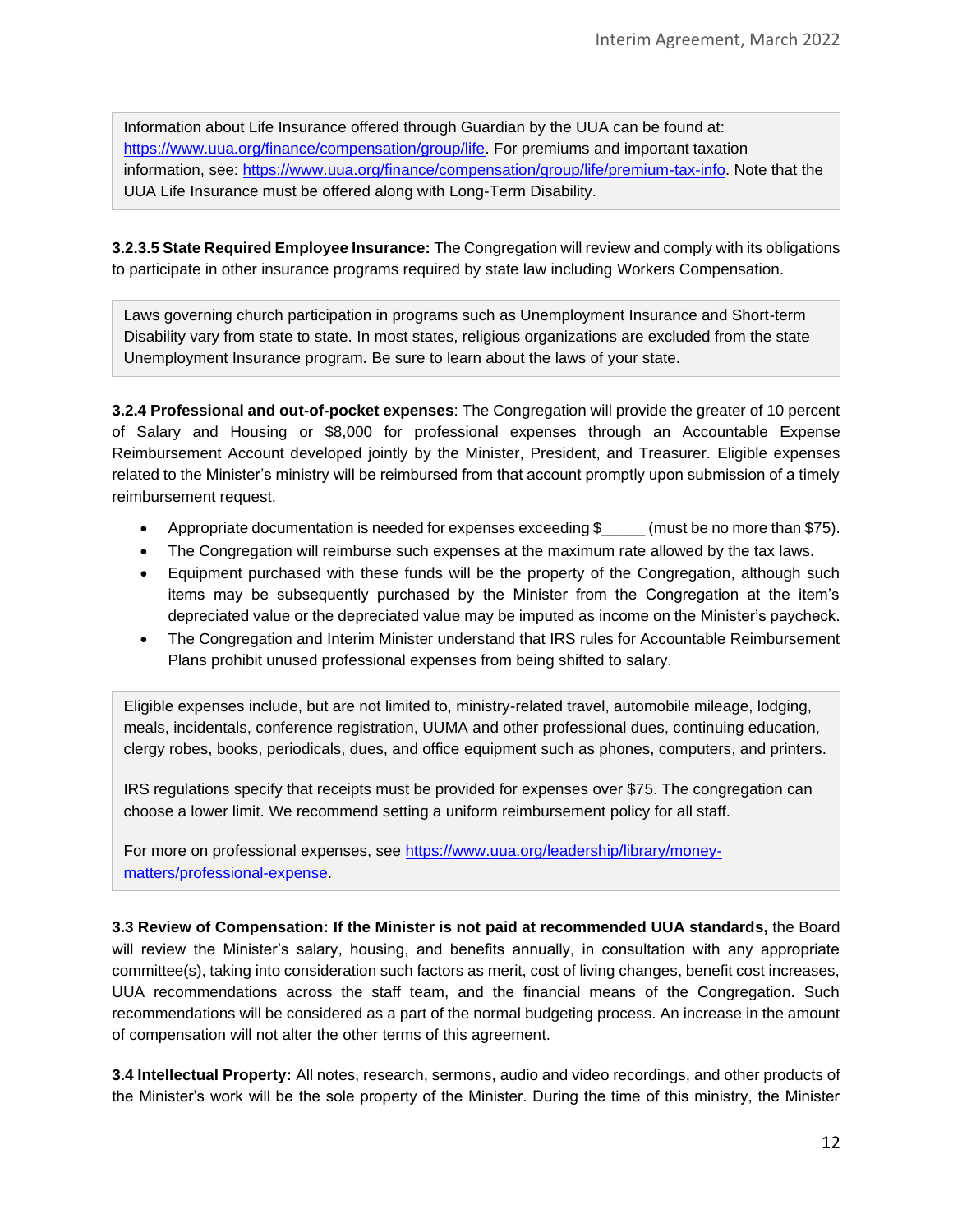> Information about Life Insurance offered through Guardian by the UUA can be found at: [https://www.uua.org/finance/compensation/group/life](https://www.uua.org/finance/compensation/group/life). For premiums and important taxation information, see: [https://www.uua.org/finance/compensation/group/life/premium-tax-info](https://www.uua.org/finance/compensation/group/life/premium-tax-info). Note that the UUA Life Insurance must be offered along with Long-Term Disability.

**3.2.3.5 State Required Employee Insurance:** The Congregation will review and comply with its obligations to participate in other insurance programs required by state law including Workers Compensation.

> Laws governing church participation in programs such as Unemployment Insurance and Short-term Disability vary from state to state. In most states, religious organizations are excluded from the state Unemployment Insurance program. Be sure to learn about the laws of your state.

**3.2.4 Professional and out-of-pocket expenses**: The Congregation will provide the greater of 10 percent of Salary and Housing or $8,000 for professional expenses through an Accountable Expense Reimbursement Account developed jointly by the Minister, President, and Treasurer. Eligible expenses related to the Minister's ministry will be reimbursed from that account promptly upon submission of a timely reimbursement request.

- Appropriate documentation is needed for expenses exceeding $_____ (must be no more than $75).
- The Congregation will reimburse such expenses at the maximum rate allowed by the tax laws.
- Equipment purchased with these funds will be the property of the Congregation, although such items may be subsequently purchased by the Minister from the Congregation at the item's depreciated value or the depreciated value may be imputed as income on the Minister's paycheck.
- The Congregation and Interim Minister understand that IRS rules for Accountable Reimbursement Plans prohibit unused professional expenses from being shifted to salary.

> Eligible expenses include, but are not limited to, ministry-related travel, automobile mileage, lodging, meals, incidentals, conference registration, UUMA and other professional dues, continuing education, clergy robes, books, periodicals, dues, and office equipment such as phones, computers, and printers.
>
> IRS regulations specify that receipts must be provided for expenses over $75. The congregation can choose a lower limit. We recommend setting a uniform reimbursement policy for all staff.
>
> For more on professional expenses, see [https://www.uua.org/leadership/library/money-matters/professional-expense](https://www.uua.org/leadership/library/money-matters/professional-expense).

**3.3 Review of Compensation: If the Minister is not paid at recommended UUA standards,** the Board will review the Minister's salary, housing, and benefits annually, in consultation with any appropriate committee(s), taking into consideration such factors as merit, cost of living changes, benefit cost increases, UUA recommendations across the staff team, and the financial means of the Congregation. Such recommendations will be considered as a part of the normal budgeting process. An increase in the amount of compensation will not alter the other terms of this agreement.

**3.4 Intellectual Property:** All notes, research, sermons, audio and video recordings, and other products of the Minister's work will be the sole property of the Minister. During the time of this ministry, the Minister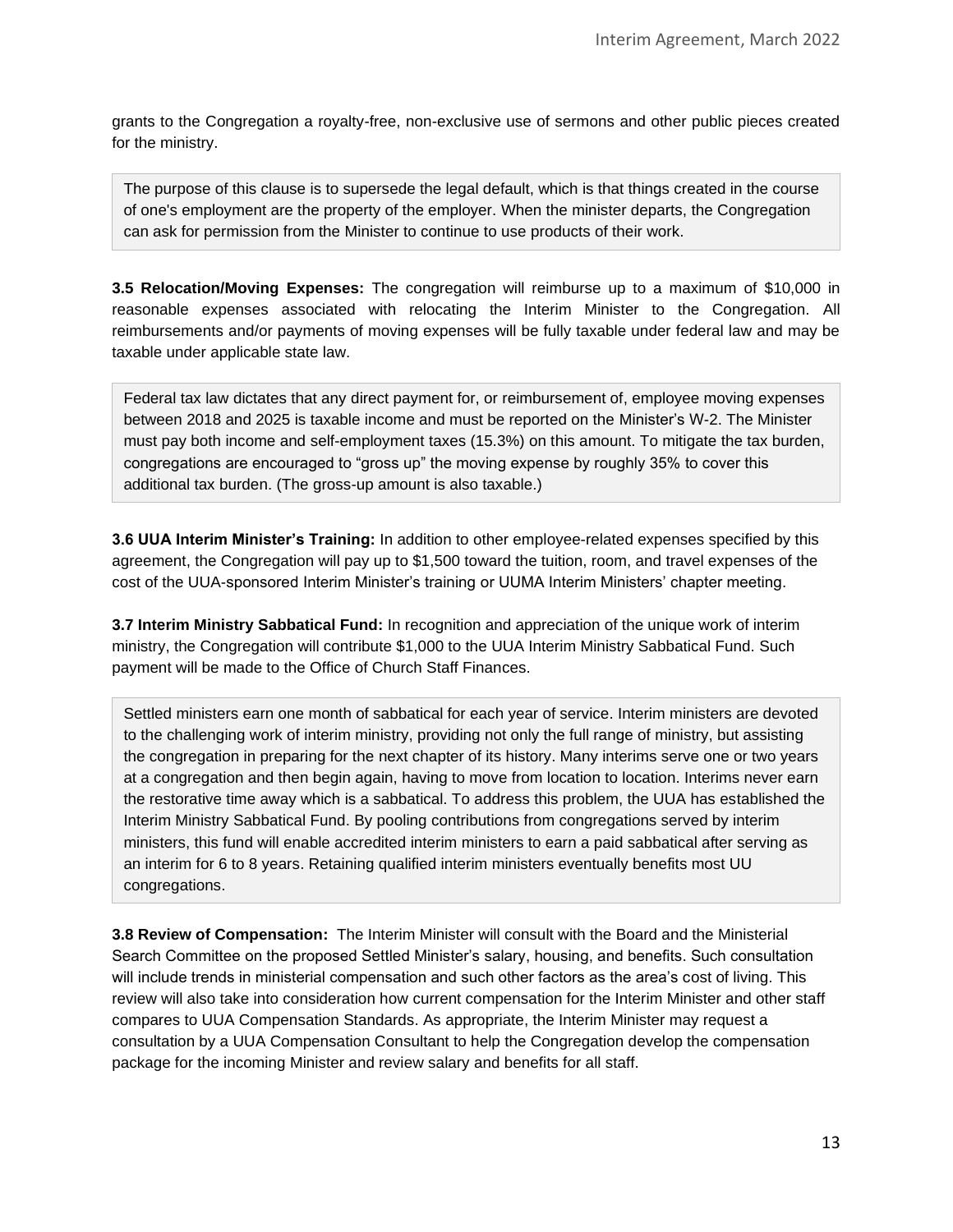grants to the Congregation a royalty-free, non-exclusive use of sermons and other public pieces created for the ministry.

> The purpose of this clause is to supersede the legal default, which is that things created in the course of one's employment are the property of the employer. When the minister departs, the Congregation can ask for permission from the Minister to continue to use products of their work.

**3.5 Relocation/Moving Expenses:** The congregation will reimburse up to a maximum of $10,000 in reasonable expenses associated with relocating the Interim Minister to the Congregation. All reimbursements and/or payments of moving expenses will be fully taxable under federal law and may be taxable under applicable state law.

> Federal tax law dictates that any direct payment for, or reimbursement of, employee moving expenses between 2018 and 2025 is taxable income and must be reported on the Minister's W-2. The Minister must pay both income and self-employment taxes (15.3%) on this amount. To mitigate the tax burden, congregations are encouraged to "gross up" the moving expense by roughly 35% to cover this additional tax burden. (The gross-up amount is also taxable.)

**3.6 UUA Interim Minister's Training:** In addition to other employee-related expenses specified by this agreement, the Congregation will pay up to $1,500 toward the tuition, room, and travel expenses of the cost of the UUA-sponsored Interim Minister's training or UUMA Interim Ministers' chapter meeting.

**3.7 Interim Ministry Sabbatical Fund:** In recognition and appreciation of the unique work of interim ministry, the Congregation will contribute $1,000 to the UUA Interim Ministry Sabbatical Fund. Such payment will be made to the Office of Church Staff Finances.

> Settled ministers earn one month of sabbatical for each year of service. Interim ministers are devoted to the challenging work of interim ministry, providing not only the full range of ministry, but assisting the congregation in preparing for the next chapter of its history. Many interims serve one or two years at a congregation and then begin again, having to move from location to location. Interims never earn the restorative time away which is a sabbatical. To address this problem, the UUA has established the Interim Ministry Sabbatical Fund. By pooling contributions from congregations served by interim ministers, this fund will enable accredited interim ministers to earn a paid sabbatical after serving as an interim for 6 to 8 years. Retaining qualified interim ministers eventually benefits most UU congregations.

**3.8 Review of Compensation:** The Interim Minister will consult with the Board and the Ministerial Search Committee on the proposed Settled Minister's salary, housing, and benefits. Such consultation will include trends in ministerial compensation and such other factors as the area's cost of living. This review will also take into consideration how current compensation for the Interim Minister and other staff compares to UUA Compensation Standards. As appropriate, the Interim Minister may request a consultation by a UUA Compensation Consultant to help the Congregation develop the compensation package for the incoming Minister and review salary and benefits for all staff.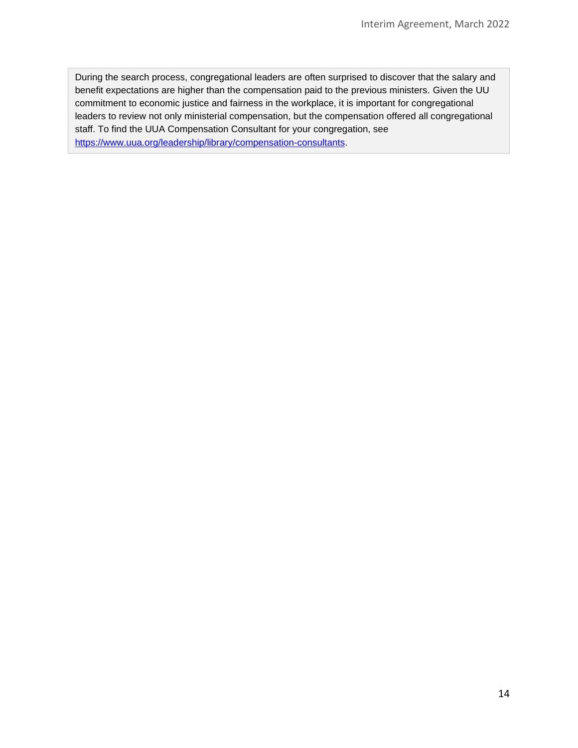During the search process, congregational leaders are often surprised to discover that the salary and benefit expectations are higher than the compensation paid to the previous ministers. Given the UU commitment to economic justice and fairness in the workplace, it is important for congregational leaders to review not only ministerial compensation, but the compensation offered all congregational staff. To find the UUA Compensation Consultant for your congregation, see https://www.uua.org/leadership/library/compensation-consultants.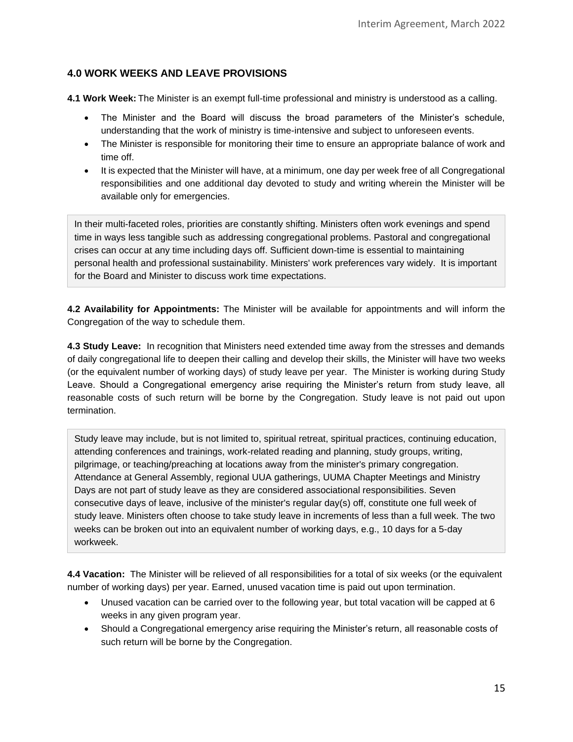## 4.0 WORK WEEKS AND LEAVE PROVISIONS

**4.1 Work Week:** The Minister is an exempt full-time professional and ministry is understood as a calling.

- The Minister and the Board will discuss the broad parameters of the Minister's schedule, understanding that the work of ministry is time-intensive and subject to unforeseen events.
- The Minister is responsible for monitoring their time to ensure an appropriate balance of work and time off.
- It is expected that the Minister will have, at a minimum, one day per week free of all Congregational responsibilities and one additional day devoted to study and writing wherein the Minister will be available only for emergencies.

> In their multi-faceted roles, priorities are constantly shifting. Ministers often work evenings and spend time in ways less tangible such as addressing congregational problems. Pastoral and congregational crises can occur at any time including days off. Sufficient down-time is essential to maintaining personal health and professional sustainability. Ministers' work preferences vary widely. It is important for the Board and Minister to discuss work time expectations.

**4.2 Availability for Appointments:** The Minister will be available for appointments and will inform the Congregation of the way to schedule them.

**4.3 Study Leave:** In recognition that Ministers need extended time away from the stresses and demands of daily congregational life to deepen their calling and develop their skills, the Minister will have two weeks (or the equivalent number of working days) of study leave per year. The Minister is working during Study Leave. Should a Congregational emergency arise requiring the Minister's return from study leave, all reasonable costs of such return will be borne by the Congregation. Study leave is not paid out upon termination.

> Study leave may include, but is not limited to, spiritual retreat, spiritual practices, continuing education, attending conferences and trainings, work-related reading and planning, study groups, writing, pilgrimage, or teaching/preaching at locations away from the minister's primary congregation. Attendance at General Assembly, regional UUA gatherings, UUMA Chapter Meetings and Ministry Days are not part of study leave as they are considered associational responsibilities. Seven consecutive days of leave, inclusive of the minister's regular day(s) off, constitute one full week of study leave. Ministers often choose to take study leave in increments of less than a full week. The two weeks can be broken out into an equivalent number of working days, e.g., 10 days for a 5-day workweek.

**4.4 Vacation:** The Minister will be relieved of all responsibilities for a total of six weeks (or the equivalent number of working days) per year. Earned, unused vacation time is paid out upon termination.

- Unused vacation can be carried over to the following year, but total vacation will be capped at 6 weeks in any given program year.
- Should a Congregational emergency arise requiring the Minister's return, all reasonable costs of such return will be borne by the Congregation.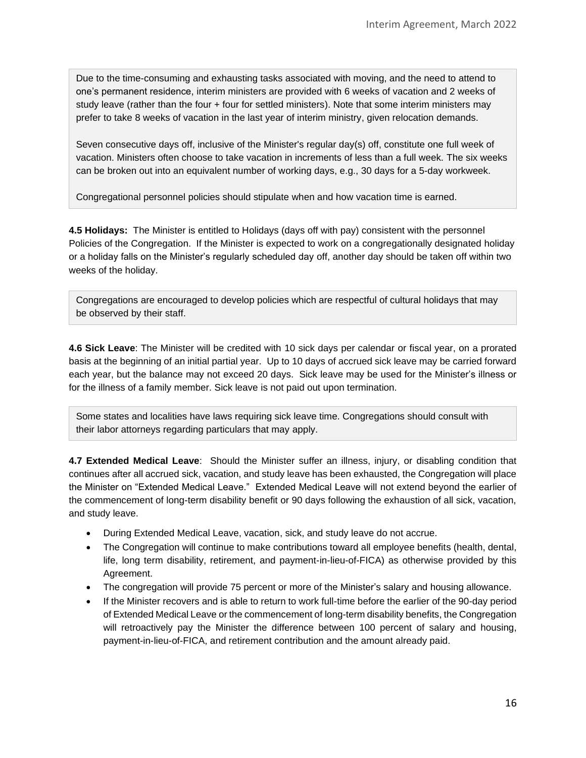Due to the time-consuming and exhausting tasks associated with moving, and the need to attend to one's permanent residence, interim ministers are provided with 6 weeks of vacation and 2 weeks of study leave (rather than the four + four for settled ministers). Note that some interim ministers may prefer to take 8 weeks of vacation in the last year of interim ministry, given relocation demands.

Seven consecutive days off, inclusive of the Minister's regular day(s) off, constitute one full week of vacation. Ministers often choose to take vacation in increments of less than a full week. The six weeks can be broken out into an equivalent number of working days, e.g., 30 days for a 5-day workweek.

Congregational personnel policies should stipulate when and how vacation time is earned.

**4.5 Holidays:** The Minister is entitled to Holidays (days off with pay) consistent with the personnel Policies of the Congregation. If the Minister is expected to work on a congregationally designated holiday or a holiday falls on the Minister's regularly scheduled day off, another day should be taken off within two weeks of the holiday.

Congregations are encouraged to develop policies which are respectful of cultural holidays that may be observed by their staff.

**4.6 Sick Leave**: The Minister will be credited with 10 sick days per calendar or fiscal year, on a prorated basis at the beginning of an initial partial year. Up to 10 days of accrued sick leave may be carried forward each year, but the balance may not exceed 20 days. Sick leave may be used for the Minister's illness or for the illness of a family member. Sick leave is not paid out upon termination.

Some states and localities have laws requiring sick leave time. Congregations should consult with their labor attorneys regarding particulars that may apply.

**4.7 Extended Medical Leave**: Should the Minister suffer an illness, injury, or disabling condition that continues after all accrued sick, vacation, and study leave has been exhausted, the Congregation will place the Minister on "Extended Medical Leave." Extended Medical Leave will not extend beyond the earlier of the commencement of long-term disability benefit or 90 days following the exhaustion of all sick, vacation, and study leave.

- During Extended Medical Leave, vacation, sick, and study leave do not accrue.
- The Congregation will continue to make contributions toward all employee benefits (health, dental, life, long term disability, retirement, and payment-in-lieu-of-FICA) as otherwise provided by this Agreement.
- The congregation will provide 75 percent or more of the Minister's salary and housing allowance.
- If the Minister recovers and is able to return to work full-time before the earlier of the 90-day period of Extended Medical Leave or the commencement of long-term disability benefits, the Congregation will retroactively pay the Minister the difference between 100 percent of salary and housing, payment-in-lieu-of-FICA, and retirement contribution and the amount already paid.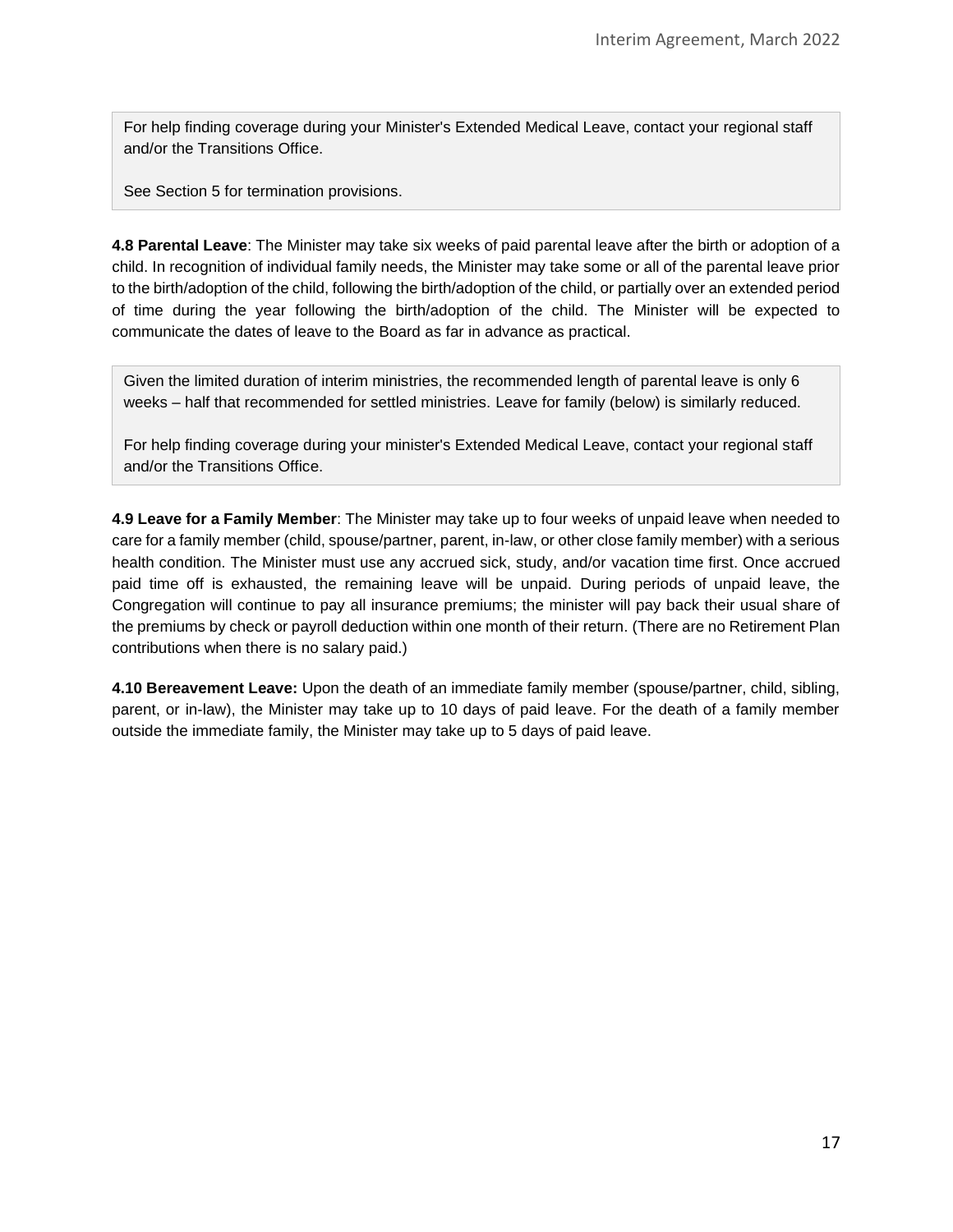> For help finding coverage during your Minister's Extended Medical Leave, contact your regional staff and/or the Transitions Office.
>
> See Section 5 for termination provisions.

**4.8 Parental Leave**: The Minister may take six weeks of paid parental leave after the birth or adoption of a child. In recognition of individual family needs, the Minister may take some or all of the parental leave prior to the birth/adoption of the child, following the birth/adoption of the child, or partially over an extended period of time during the year following the birth/adoption of the child. The Minister will be expected to communicate the dates of leave to the Board as far in advance as practical.

> Given the limited duration of interim ministries, the recommended length of parental leave is only 6 weeks – half that recommended for settled ministries. Leave for family (below) is similarly reduced.
>
> For help finding coverage during your minister's Extended Medical Leave, contact your regional staff and/or the Transitions Office.

**4.9 Leave for a Family Member**: The Minister may take up to four weeks of unpaid leave when needed to care for a family member (child, spouse/partner, parent, in-law, or other close family member) with a serious health condition. The Minister must use any accrued sick, study, and/or vacation time first. Once accrued paid time off is exhausted, the remaining leave will be unpaid. During periods of unpaid leave, the Congregation will continue to pay all insurance premiums; the minister will pay back their usual share of the premiums by check or payroll deduction within one month of their return. (There are no Retirement Plan contributions when there is no salary paid.)

**4.10 Bereavement Leave:** Upon the death of an immediate family member (spouse/partner, child, sibling, parent, or in-law), the Minister may take up to 10 days of paid leave. For the death of a family member outside the immediate family, the Minister may take up to 5 days of paid leave.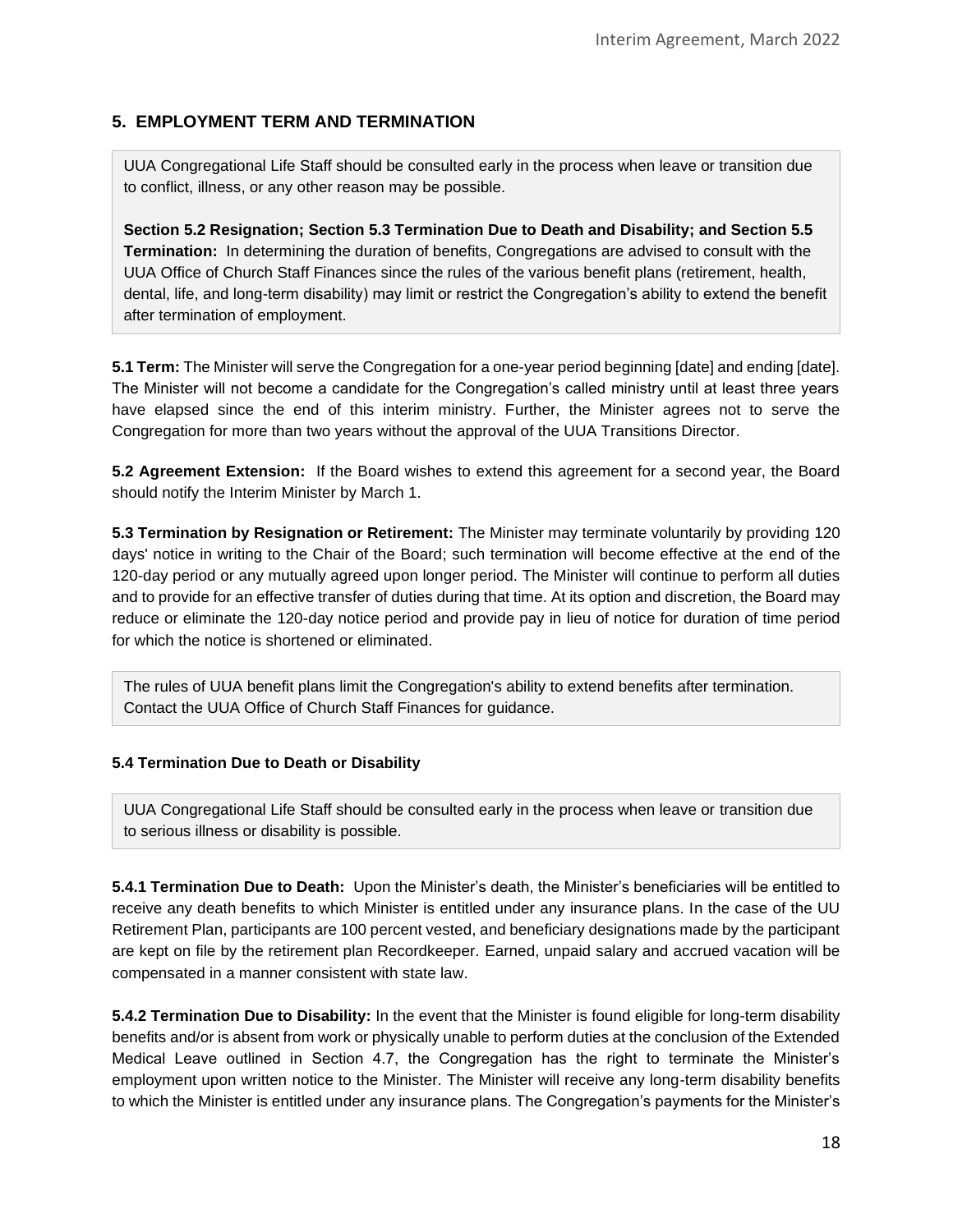## 5. EMPLOYMENT TERM AND TERMINATION

> UUA Congregational Life Staff should be consulted early in the process when leave or transition due to conflict, illness, or any other reason may be possible.
>
> **Section 5.2 Resignation; Section 5.3 Termination Due to Death and Disability; and Section 5.5 Termination:** In determining the duration of benefits, Congregations are advised to consult with the UUA Office of Church Staff Finances since the rules of the various benefit plans (retirement, health, dental, life, and long-term disability) may limit or restrict the Congregation's ability to extend the benefit after termination of employment.

**5.1 Term:** The Minister will serve the Congregation for a one-year period beginning [date] and ending [date]. The Minister will not become a candidate for the Congregation's called ministry until at least three years have elapsed since the end of this interim ministry. Further, the Minister agrees not to serve the Congregation for more than two years without the approval of the UUA Transitions Director.

**5.2 Agreement Extension:** If the Board wishes to extend this agreement for a second year, the Board should notify the Interim Minister by March 1.

**5.3 Termination by Resignation or Retirement:** The Minister may terminate voluntarily by providing 120 days' notice in writing to the Chair of the Board; such termination will become effective at the end of the 120-day period or any mutually agreed upon longer period. The Minister will continue to perform all duties and to provide for an effective transfer of duties during that time. At its option and discretion, the Board may reduce or eliminate the 120-day notice period and provide pay in lieu of notice for duration of time period for which the notice is shortened or eliminated.

> The rules of UUA benefit plans limit the Congregation's ability to extend benefits after termination. Contact the UUA Office of Church Staff Finances for guidance.

#### 5.4 Termination Due to Death or Disability

> UUA Congregational Life Staff should be consulted early in the process when leave or transition due to serious illness or disability is possible.

**5.4.1 Termination Due to Death:** Upon the Minister's death, the Minister's beneficiaries will be entitled to receive any death benefits to which Minister is entitled under any insurance plans. In the case of the UU Retirement Plan, participants are 100 percent vested, and beneficiary designations made by the participant are kept on file by the retirement plan Recordkeeper. Earned, unpaid salary and accrued vacation will be compensated in a manner consistent with state law.

**5.4.2 Termination Due to Disability:** In the event that the Minister is found eligible for long-term disability benefits and/or is absent from work or physically unable to perform duties at the conclusion of the Extended Medical Leave outlined in Section 4.7, the Congregation has the right to terminate the Minister's employment upon written notice to the Minister. The Minister will receive any long-term disability benefits to which the Minister is entitled under any insurance plans. The Congregation's payments for the Minister's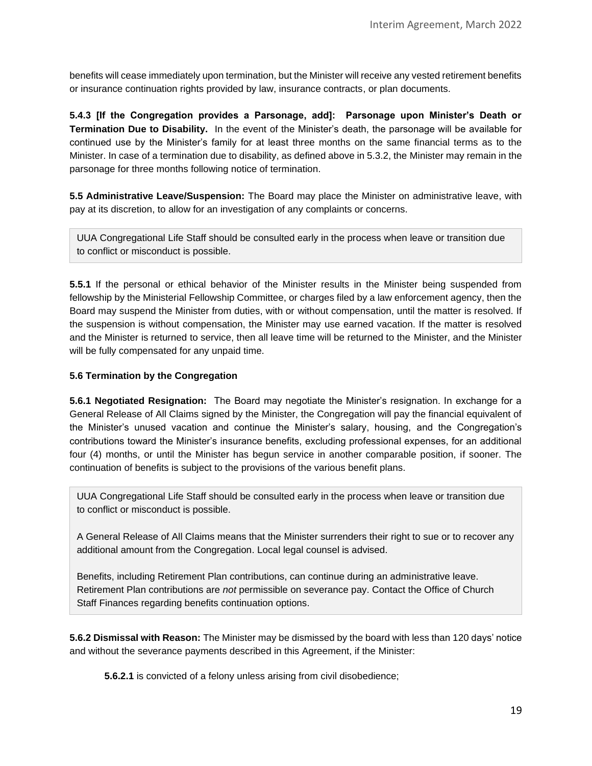benefits will cease immediately upon termination, but the Minister will receive any vested retirement benefits or insurance continuation rights provided by law, insurance contracts, or plan documents.

**5.4.3 [If the Congregation provides a Parsonage, add]: Parsonage upon Minister's Death or Termination Due to Disability.** In the event of the Minister's death, the parsonage will be available for continued use by the Minister's family for at least three months on the same financial terms as to the Minister. In case of a termination due to disability, as defined above in 5.3.2, the Minister may remain in the parsonage for three months following notice of termination.

**5.5 Administrative Leave/Suspension:** The Board may place the Minister on administrative leave, with pay at its discretion, to allow for an investigation of any complaints or concerns.

> UUA Congregational Life Staff should be consulted early in the process when leave or transition due to conflict or misconduct is possible.

**5.5.1** If the personal or ethical behavior of the Minister results in the Minister being suspended from fellowship by the Ministerial Fellowship Committee, or charges filed by a law enforcement agency, then the Board may suspend the Minister from duties, with or without compensation, until the matter is resolved. If the suspension is without compensation, the Minister may use earned vacation. If the matter is resolved and the Minister is returned to service, then all leave time will be returned to the Minister, and the Minister will be fully compensated for any unpaid time.

**5.6 Termination by the Congregation**

**5.6.1 Negotiated Resignation:** The Board may negotiate the Minister's resignation. In exchange for a General Release of All Claims signed by the Minister, the Congregation will pay the financial equivalent of the Minister's unused vacation and continue the Minister's salary, housing, and the Congregation's contributions toward the Minister's insurance benefits, excluding professional expenses, for an additional four (4) months, or until the Minister has begun service in another comparable position, if sooner. The continuation of benefits is subject to the provisions of the various benefit plans.

> UUA Congregational Life Staff should be consulted early in the process when leave or transition due to conflict or misconduct is possible.
>
> A General Release of All Claims means that the Minister surrenders their right to sue or to recover any additional amount from the Congregation. Local legal counsel is advised.
>
> Benefits, including Retirement Plan contributions, can continue during an administrative leave. Retirement Plan contributions are *not* permissible on severance pay. Contact the Office of Church Staff Finances regarding benefits continuation options.

**5.6.2 Dismissal with Reason:** The Minister may be dismissed by the board with less than 120 days' notice and without the severance payments described in this Agreement, if the Minister:

**5.6.2.1** is convicted of a felony unless arising from civil disobedience;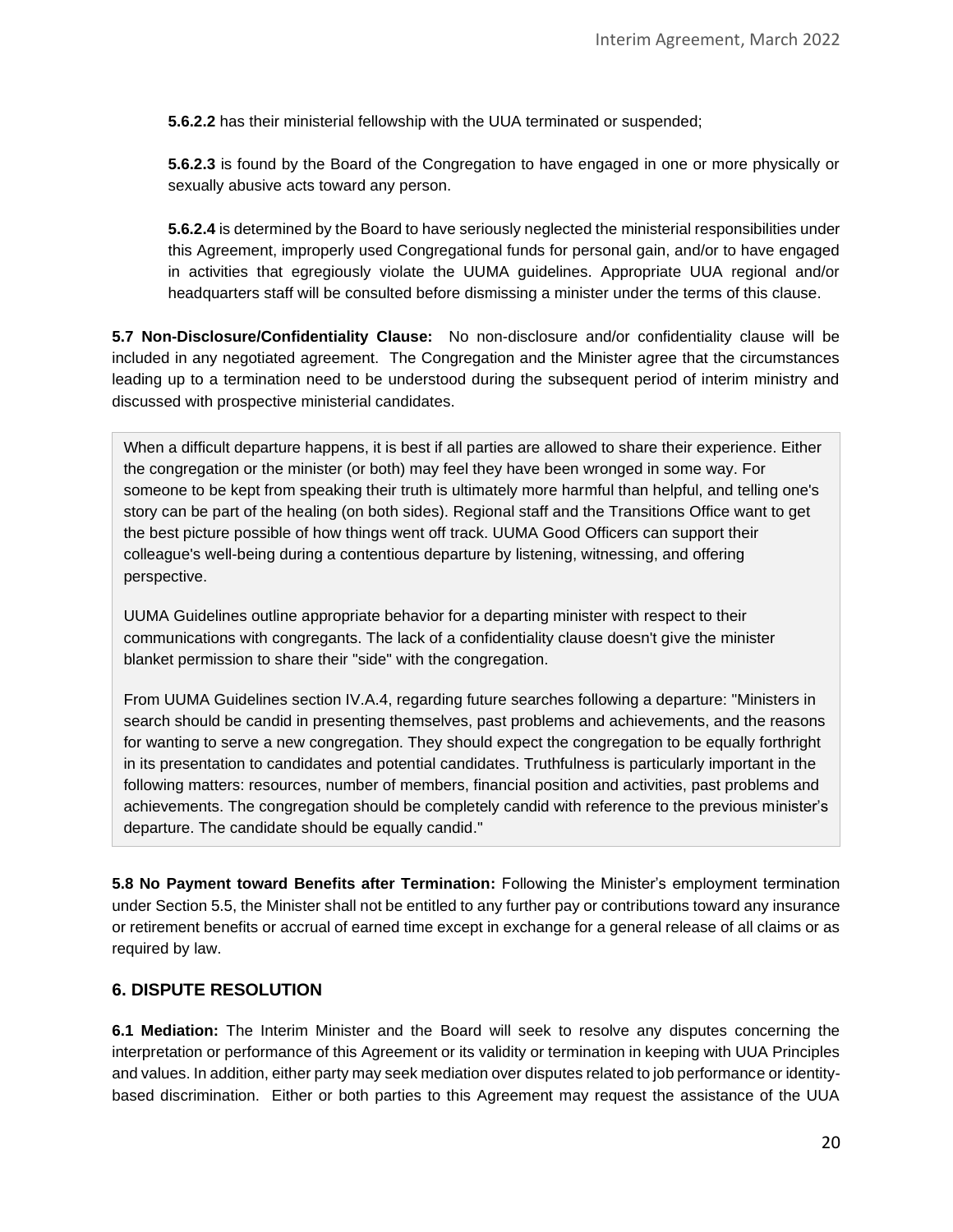**5.6.2.2** has their ministerial fellowship with the UUA terminated or suspended;

**5.6.2.3** is found by the Board of the Congregation to have engaged in one or more physically or sexually abusive acts toward any person.

**5.6.2.4** is determined by the Board to have seriously neglected the ministerial responsibilities under this Agreement, improperly used Congregational funds for personal gain, and/or to have engaged in activities that egregiously violate the UUMA guidelines. Appropriate UUA regional and/or headquarters staff will be consulted before dismissing a minister under the terms of this clause.

**5.7 Non-Disclosure/Confidentiality Clause:** No non-disclosure and/or confidentiality clause will be included in any negotiated agreement. The Congregation and the Minister agree that the circumstances leading up to a termination need to be understood during the subsequent period of interim ministry and discussed with prospective ministerial candidates.

> When a difficult departure happens, it is best if all parties are allowed to share their experience. Either the congregation or the minister (or both) may feel they have been wronged in some way. For someone to be kept from speaking their truth is ultimately more harmful than helpful, and telling one's story can be part of the healing (on both sides). Regional staff and the Transitions Office want to get the best picture possible of how things went off track. UUMA Good Officers can support their colleague's well-being during a contentious departure by listening, witnessing, and offering perspective.
>
> UUMA Guidelines outline appropriate behavior for a departing minister with respect to their communications with congregants. The lack of a confidentiality clause doesn't give the minister blanket permission to share their "side" with the congregation.
>
> From UUMA Guidelines section IV.A.4, regarding future searches following a departure: "Ministers in search should be candid in presenting themselves, past problems and achievements, and the reasons for wanting to serve a new congregation. They should expect the congregation to be equally forthright in its presentation to candidates and potential candidates. Truthfulness is particularly important in the following matters: resources, number of members, financial position and activities, past problems and achievements. The congregation should be completely candid with reference to the previous minister's departure. The candidate should be equally candid."

**5.8 No Payment toward Benefits after Termination:** Following the Minister's employment termination under Section 5.5, the Minister shall not be entitled to any further pay or contributions toward any insurance or retirement benefits or accrual of earned time except in exchange for a general release of all claims or as required by law.

## 6. DISPUTE RESOLUTION

**6.1 Mediation:** The Interim Minister and the Board will seek to resolve any disputes concerning the interpretation or performance of this Agreement or its validity or termination in keeping with UUA Principles and values. In addition, either party may seek mediation over disputes related to job performance or identity-based discrimination. Either or both parties to this Agreement may request the assistance of the UUA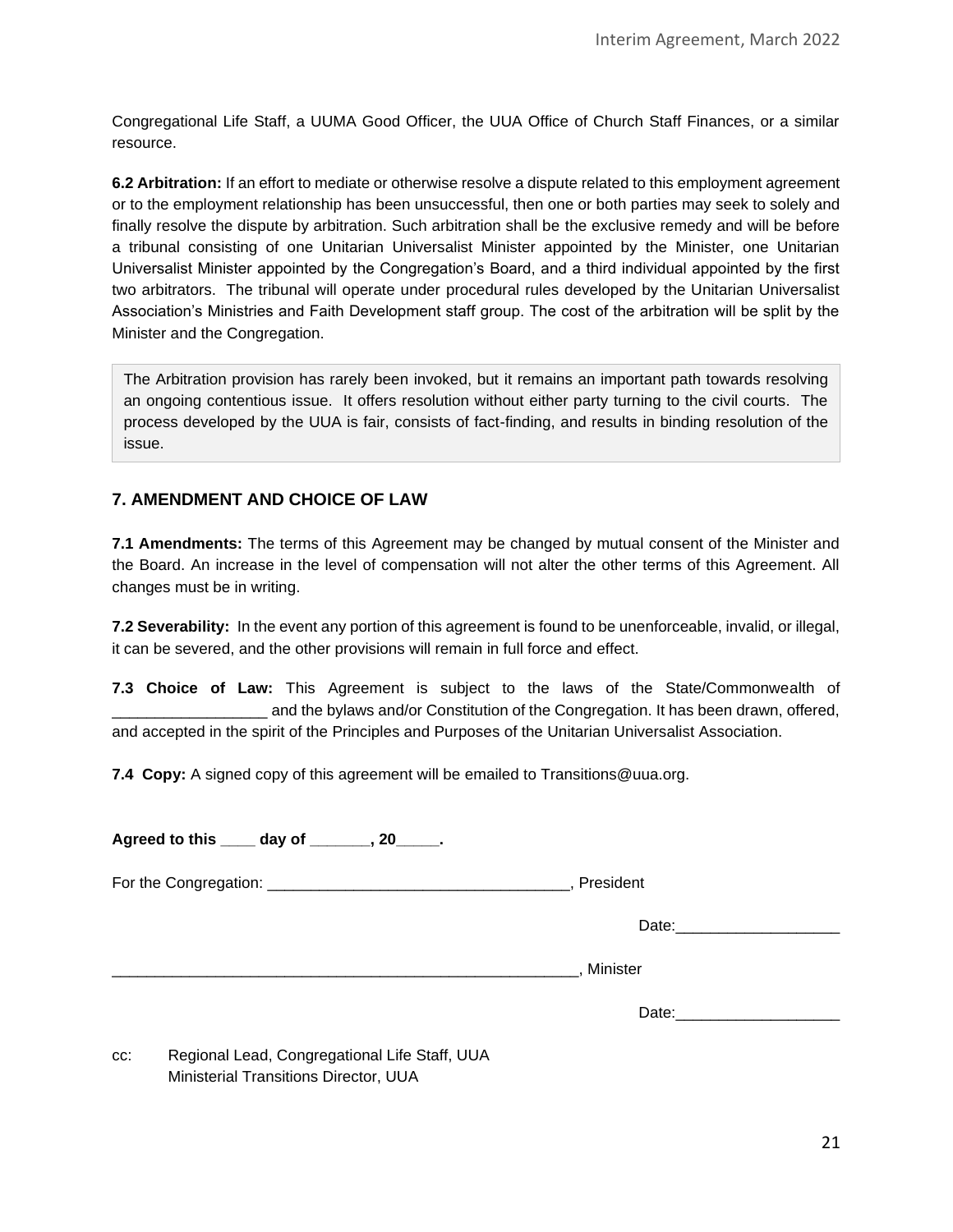Congregational Life Staff, a UUMA Good Officer, the UUA Office of Church Staff Finances, or a similar resource.

**6.2 Arbitration:** If an effort to mediate or otherwise resolve a dispute related to this employment agreement or to the employment relationship has been unsuccessful, then one or both parties may seek to solely and finally resolve the dispute by arbitration. Such arbitration shall be the exclusive remedy and will be before a tribunal consisting of one Unitarian Universalist Minister appointed by the Minister, one Unitarian Universalist Minister appointed by the Congregation's Board, and a third individual appointed by the first two arbitrators. The tribunal will operate under procedural rules developed by the Unitarian Universalist Association's Ministries and Faith Development staff group. The cost of the arbitration will be split by the Minister and the Congregation.

> The Arbitration provision has rarely been invoked, but it remains an important path towards resolving an ongoing contentious issue. It offers resolution without either party turning to the civil courts. The process developed by the UUA is fair, consists of fact-finding, and results in binding resolution of the issue.

### 7. AMENDMENT AND CHOICE OF LAW

**7.1 Amendments:** The terms of this Agreement may be changed by mutual consent of the Minister and the Board. An increase in the level of compensation will not alter the other terms of this Agreement. All changes must be in writing.

**7.2 Severability:** In the event any portion of this agreement is found to be unenforceable, invalid, or illegal, it can be severed, and the other provisions will remain in full force and effect.

**7.3 Choice of Law:** This Agreement is subject to the laws of the State/Commonwealth of __________________ and the bylaws and/or Constitution of the Congregation. It has been drawn, offered, and accepted in the spirit of the Principles and Purposes of the Unitarian Universalist Association.

**7.4 Copy:** A signed copy of this agreement will be emailed to Transitions@uua.org.

**Agreed to this ____ day of _______, 20_____.**

For the Congregation: ___________________________________, President

Date:___________________

________________________________________________________, Minister

Date:___________________

cc: Regional Lead, Congregational Life Staff, UUA
Ministerial Transitions Director, UUA